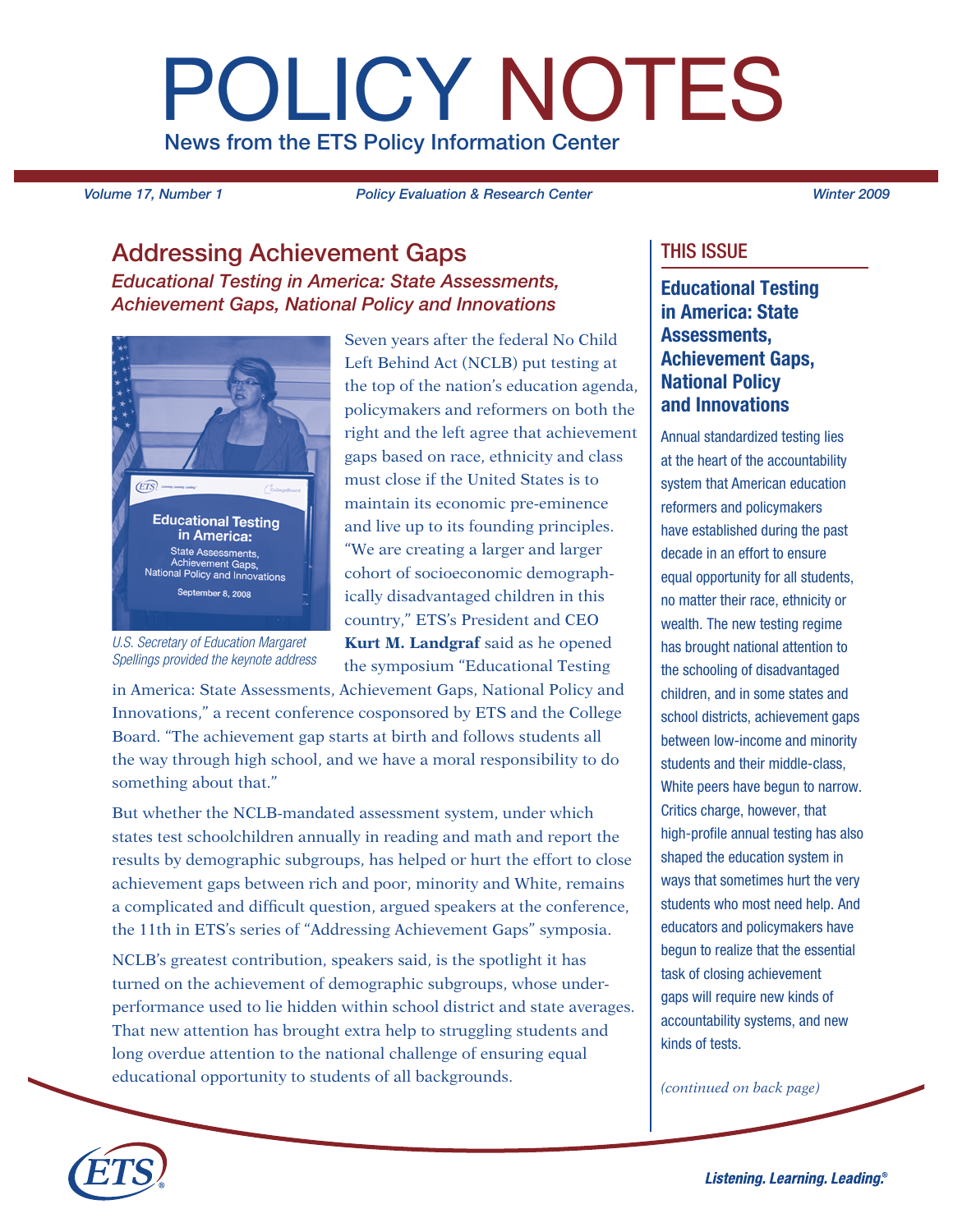# POLICY NOTES

News from the ETS Policy Information Center

*Volume 17, Number 1* — *Policy Evaluation & Research Center* — *Winter 2009*

## Addressing Achievement Gaps

### *Educational Testing in America: State Assessments, Achievement Gaps, National Policy and Innovations*

*U.S. Secretary of Education Margaret Spellings provided the keynote address*

Seven years after the federal No Child Left Behind Act (NCLB) put testing at the top of the nation's education agenda, policymakers and reformers on both the right and the left agree that achievement gaps based on race, ethnicity and class must close if the United States is to maintain its economic pre-eminence and live up to its founding principles. "We are creating a larger and larger cohort of socioeconomic demographically disadvantaged children in this country," ETS's President and CEO **Kurt M. Landgraf** said as he opened the symposium "Educational Testing in America: State Assessments, Achievement Gaps, National Policy and Innovations," a recent conference cosponsored by ETS and the College Board. "The achievement gap starts at birth and follows students all the way through high school, and we have a moral responsibility to do something about that."

But whether the NCLB-mandated assessment system, under which states test schoolchildren annually in reading and math and report the results by demographic subgroups, has helped or hurt the effort to close achievement gaps between rich and poor, minority and White, remains a complicated and difficult question, argued speakers at the conference, the 11th in ETS's series of "Addressing Achievement Gaps" symposia.

NCLB's greatest contribution, speakers said, is the spotlight it has turned on the achievement of demographic subgroups, whose under-performance used to lie hidden within school district and state averages. That new attention has brought extra help to struggling students and long overdue attention to the national challenge of ensuring equal educational opportunity to students of all backgrounds.

## THIS ISSUE

### Educational Testing in America: State Assessments, Achievement Gaps, National Policy and Innovations

Annual standardized testing lies at the heart of the accountability system that American education reformers and policymakers have established during the past decade in an effort to ensure equal opportunity for all students, no matter their race, ethnicity or wealth. The new testing regime has brought national attention to the schooling of disadvantaged children, and in some states and school districts, achievement gaps between low-income and minority students and their middle-class, White peers have begun to narrow. Critics charge, however, that high-profile annual testing has also shaped the education system in ways that sometimes hurt the very students who most need help. And educators and policymakers have begun to realize that the essential task of closing achievement gaps will require new kinds of accountability systems, and new kinds of tests.

*(continued on back page)*

Listening. Learning. Leading.®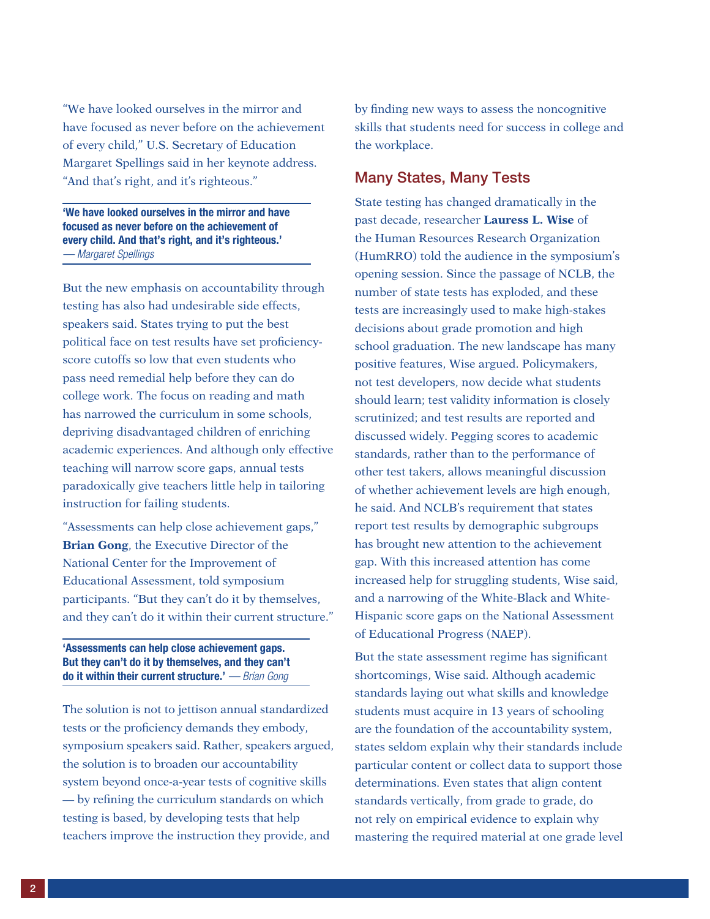"We have looked ourselves in the mirror and have focused as never before on the achievement of every child," U.S. Secretary of Education Margaret Spellings said in her keynote address. "And that's right, and it's righteous."

> **'We have looked ourselves in the mirror and have focused as never before on the achievement of every child. And that's right, and it's righteous.'** — *Margaret Spellings*

But the new emphasis on accountability through testing has also had undesirable side effects, speakers said. States trying to put the best political face on test results have set proficiency-score cutoffs so low that even students who pass need remedial help before they can do college work. The focus on reading and math has narrowed the curriculum in some schools, depriving disadvantaged children of enriching academic experiences. And although only effective teaching will narrow score gaps, annual tests paradoxically give teachers little help in tailoring instruction for failing students.

"Assessments can help close achievement gaps," **Brian Gong**, the Executive Director of the National Center for the Improvement of Educational Assessment, told symposium participants. "But they can't do it by themselves, and they can't do it within their current structure."

> **'Assessments can help close achievement gaps. But they can't do it by themselves, and they can't do it within their current structure.'** — *Brian Gong*

The solution is not to jettison annual standardized tests or the proficiency demands they embody, symposium speakers said. Rather, speakers argued, the solution is to broaden our accountability system beyond once-a-year tests of cognitive skills — by refining the curriculum standards on which testing is based, by developing tests that help teachers improve the instruction they provide, and by finding new ways to assess the noncognitive skills that students need for success in college and the workplace.

## Many States, Many Tests

State testing has changed dramatically in the past decade, researcher **Lauress L. Wise** of the Human Resources Research Organization (HumRRO) told the audience in the symposium's opening session. Since the passage of NCLB, the number of state tests has exploded, and these tests are increasingly used to make high-stakes decisions about grade promotion and high school graduation. The new landscape has many positive features, Wise argued. Policymakers, not test developers, now decide what students should learn; test validity information is closely scrutinized; and test results are reported and discussed widely. Pegging scores to academic standards, rather than to the performance of other test takers, allows meaningful discussion of whether achievement levels are high enough, he said. And NCLB's requirement that states report test results by demographic subgroups has brought new attention to the achievement gap. With this increased attention has come increased help for struggling students, Wise said, and a narrowing of the White-Black and White-Hispanic score gaps on the National Assessment of Educational Progress (NAEP).

But the state assessment regime has significant shortcomings, Wise said. Although academic standards laying out what skills and knowledge students must acquire in 13 years of schooling are the foundation of the accountability system, states seldom explain why their standards include particular content or collect data to support those determinations. Even states that align content standards vertically, from grade to grade, do not rely on empirical evidence to explain why mastering the required material at one grade level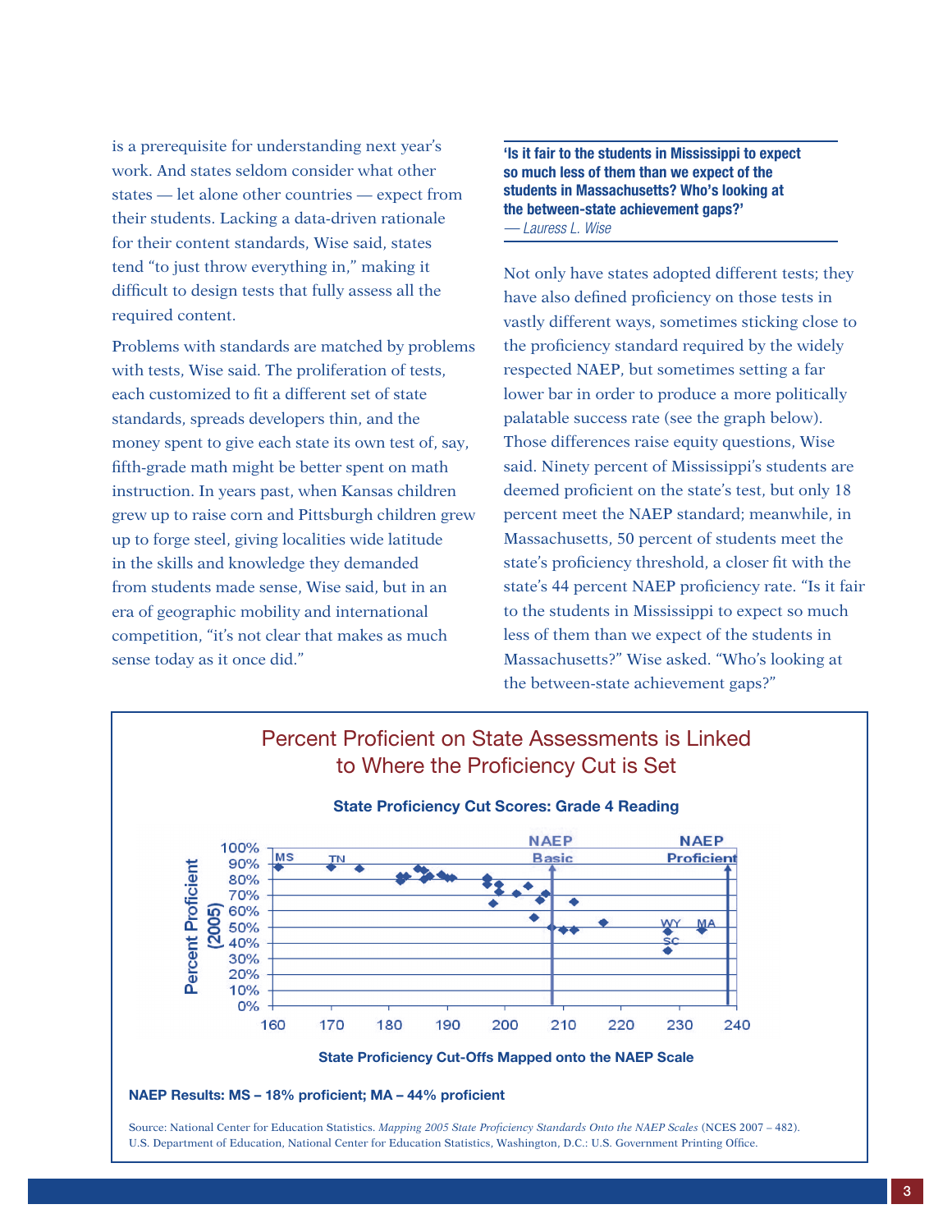is a prerequisite for understanding next year's work. And states seldom consider what other states — let alone other countries — expect from their students. Lacking a data-driven rationale for their content standards, Wise said, states tend "to just throw everything in," making it difficult to design tests that fully assess all the required content.

Problems with standards are matched by problems with tests, Wise said. The proliferation of tests, each customized to fit a different set of state standards, spreads developers thin, and the money spent to give each state its own test of, say, fifth-grade math might be better spent on math instruction. In years past, when Kansas children grew up to raise corn and Pittsburgh children grew up to forge steel, giving localities wide latitude in the skills and knowledge they demanded from students made sense, Wise said, but in an era of geographic mobility and international competition, "it's not clear that makes as much sense today as it once did."

> **'Is it fair to the students in Mississippi to expect so much less of them than we expect of the students in Massachusetts? Who's looking at the between-state achievement gaps?'**
> *— Lauress L. Wise*

Not only have states adopted different tests; they have also defined proficiency on those tests in vastly different ways, sometimes sticking close to the proficiency standard required by the widely respected NAEP, but sometimes setting a far lower bar in order to produce a more politically palatable success rate (see the graph below). Those differences raise equity questions, Wise said. Ninety percent of Mississippi's students are deemed proficient on the state's test, but only 18 percent meet the NAEP standard; meanwhile, in Massachusetts, 50 percent of students meet the state's proficiency threshold, a closer fit with the state's 44 percent NAEP proficiency rate. "Is it fair to the students in Mississippi to expect so much less of them than we expect of the students in Massachusetts?" Wise asked. "Who's looking at the between-state achievement gaps?"

## Percent Proficient on State Assessments is Linked to Where the Proficiency Cut is Set

**State Proficiency Cut Scores: Grade 4 Reading**

**NAEP Results: MS – 18% proficient; MA – 44% proficient**

Source: National Center for Education Statistics. *Mapping 2005 State Proficiency Standards Onto the NAEP Scales* (NCES 2007 – 482). U.S. Department of Education, National Center for Education Statistics, Washington, D.C.: U.S. Government Printing Office.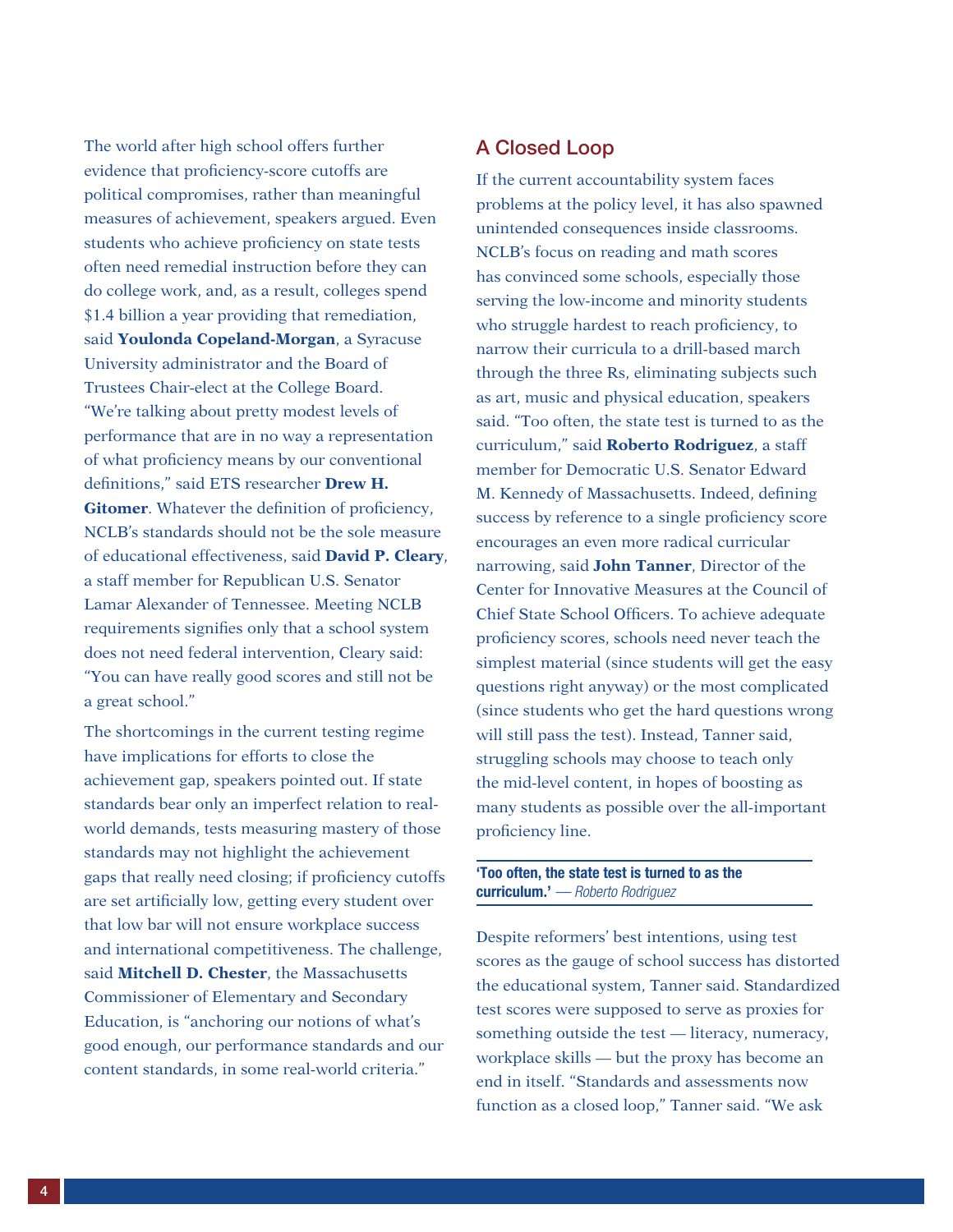The world after high school offers further evidence that proficiency-score cutoffs are political compromises, rather than meaningful measures of achievement, speakers argued. Even students who achieve proficiency on state tests often need remedial instruction before they can do college work, and, as a result, colleges spend $1.4 billion a year providing that remediation, said **Youlonda Copeland-Morgan**, a Syracuse University administrator and the Board of Trustees Chair-elect at the College Board. "We're talking about pretty modest levels of performance that are in no way a representation of what proficiency means by our conventional definitions," said ETS researcher **Drew H. Gitomer**. Whatever the definition of proficiency, NCLB's standards should not be the sole measure of educational effectiveness, said **David P. Cleary**, a staff member for Republican U.S. Senator Lamar Alexander of Tennessee. Meeting NCLB requirements signifies only that a school system does not need federal intervention, Cleary said: "You can have really good scores and still not be a great school."

The shortcomings in the current testing regime have implications for efforts to close the achievement gap, speakers pointed out. If state standards bear only an imperfect relation to real-world demands, tests measuring mastery of those standards may not highlight the achievement gaps that really need closing; if proficiency cutoffs are set artificially low, getting every student over that low bar will not ensure workplace success and international competitiveness. The challenge, said **Mitchell D. Chester**, the Massachusetts Commissioner of Elementary and Secondary Education, is "anchoring our notions of what's good enough, our performance standards and our content standards, in some real-world criteria."

## A Closed Loop

If the current accountability system faces problems at the policy level, it has also spawned unintended consequences inside classrooms. NCLB's focus on reading and math scores has convinced some schools, especially those serving the low-income and minority students who struggle hardest to reach proficiency, to narrow their curricula to a drill-based march through the three Rs, eliminating subjects such as art, music and physical education, speakers said. "Too often, the state test is turned to as the curriculum," said **Roberto Rodriguez**, a staff member for Democratic U.S. Senator Edward M. Kennedy of Massachusetts. Indeed, defining success by reference to a single proficiency score encourages an even more radical curricular narrowing, said **John Tanner**, Director of the Center for Innovative Measures at the Council of Chief State School Officers. To achieve adequate proficiency scores, schools need never teach the simplest material (since students will get the easy questions right anyway) or the most complicated (since students who get the hard questions wrong will still pass the test). Instead, Tanner said, struggling schools may choose to teach only the mid-level content, in hopes of boosting as many students as possible over the all-important proficiency line.

**'Too often, the state test is turned to as the curriculum.'** — *Roberto Rodriguez*

Despite reformers' best intentions, using test scores as the gauge of school success has distorted the educational system, Tanner said. Standardized test scores were supposed to serve as proxies for something outside the test — literacy, numeracy, workplace skills — but the proxy has become an end in itself. "Standards and assessments now function as a closed loop," Tanner said. "We ask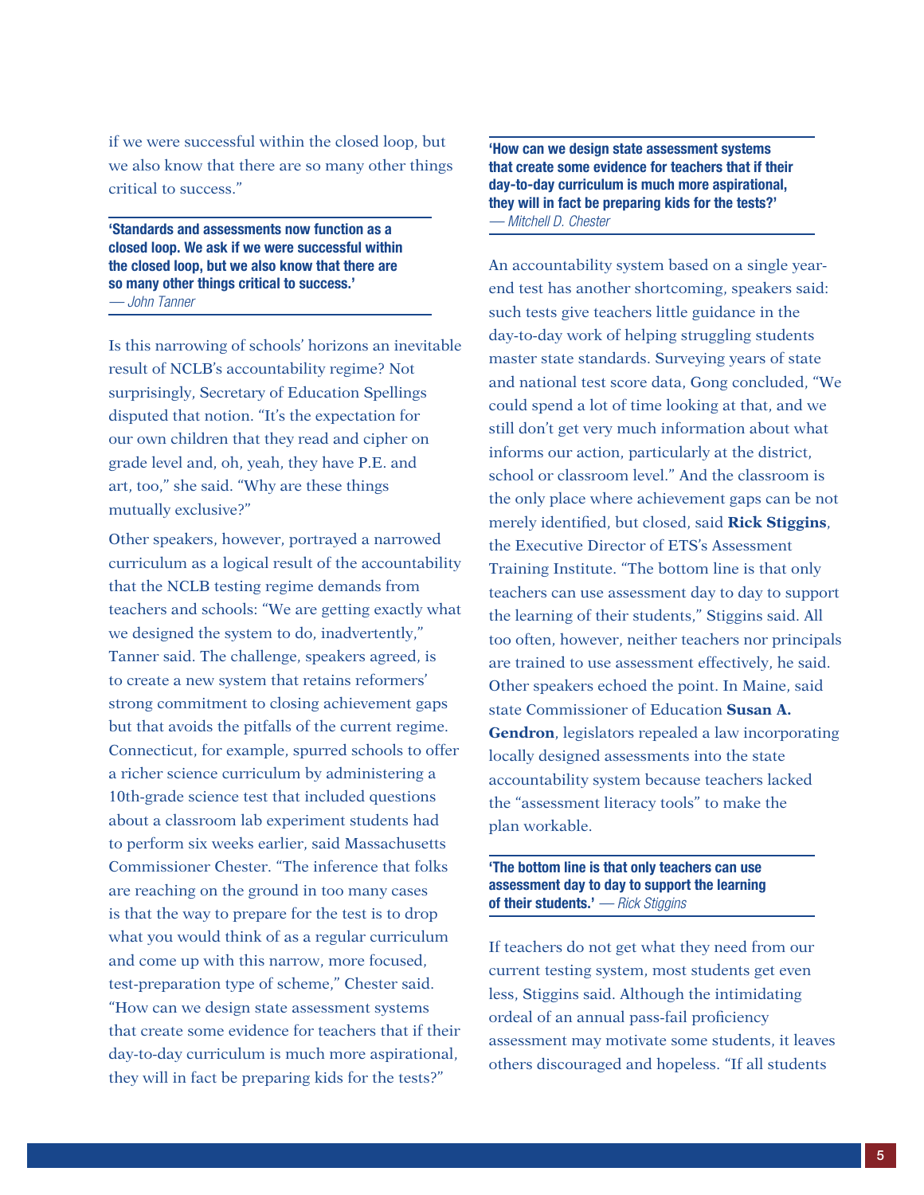if we were successful within the closed loop, but we also know that there are so many other things critical to success."

> **'Standards and assessments now function as a closed loop. We ask if we were successful within the closed loop, but we also know that there are so many other things critical to success.'**
> *— John Tanner*

Is this narrowing of schools' horizons an inevitable result of NCLB's accountability regime? Not surprisingly, Secretary of Education Spellings disputed that notion. "It's the expectation for our own children that they read and cipher on grade level and, oh, yeah, they have P.E. and art, too," she said. "Why are these things mutually exclusive?"

Other speakers, however, portrayed a narrowed curriculum as a logical result of the accountability that the NCLB testing regime demands from teachers and schools: "We are getting exactly what we designed the system to do, inadvertently," Tanner said. The challenge, speakers agreed, is to create a new system that retains reformers' strong commitment to closing achievement gaps but that avoids the pitfalls of the current regime. Connecticut, for example, spurred schools to offer a richer science curriculum by administering a 10th-grade science test that included questions about a classroom lab experiment students had to perform six weeks earlier, said Massachusetts Commissioner Chester. "The inference that folks are reaching on the ground in too many cases is that the way to prepare for the test is to drop what you would think of as a regular curriculum and come up with this narrow, more focused, test-preparation type of scheme," Chester said. "How can we design state assessment systems that create some evidence for teachers that if their day-to-day curriculum is much more aspirational, they will in fact be preparing kids for the tests?"

> **'How can we design state assessment systems that create some evidence for teachers that if their day-to-day curriculum is much more aspirational, they will in fact be preparing kids for the tests?'**
> *— Mitchell D. Chester*

An accountability system based on a single year-end test has another shortcoming, speakers said: such tests give teachers little guidance in the day-to-day work of helping struggling students master state standards. Surveying years of state and national test score data, Gong concluded, "We could spend a lot of time looking at that, and we still don't get very much information about what informs our action, particularly at the district, school or classroom level." And the classroom is the only place where achievement gaps can be not merely identified, but closed, said **Rick Stiggins**, the Executive Director of ETS's Assessment Training Institute. "The bottom line is that only teachers can use assessment day to day to support the learning of their students," Stiggins said. All too often, however, neither teachers nor principals are trained to use assessment effectively, he said. Other speakers echoed the point. In Maine, said state Commissioner of Education **Susan A. Gendron**, legislators repealed a law incorporating locally designed assessments into the state accountability system because teachers lacked the "assessment literacy tools" to make the plan workable.

> **'The bottom line is that only teachers can use assessment day to day to support the learning of their students.'** *— Rick Stiggins*

If teachers do not get what they need from our current testing system, most students get even less, Stiggins said. Although the intimidating ordeal of an annual pass-fail proficiency assessment may motivate some students, it leaves others discouraged and hopeless. "If all students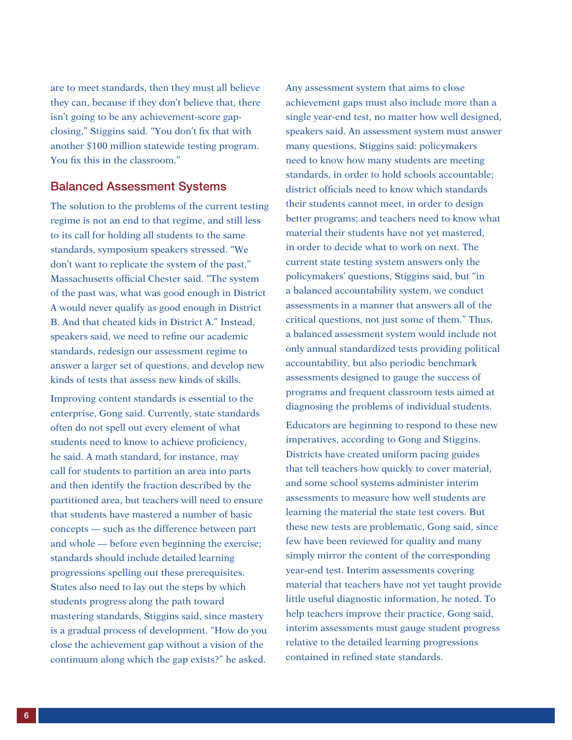are to meet standards, then they must all believe they can, because if they don't believe that, there isn't going to be any achievement-score gap-closing," Stiggins said. "You don't fix that with another $100 million statewide testing program. You fix this in the classroom."

## Balanced Assessment Systems

The solution to the problems of the current testing regime is not an end to that regime, and still less to its call for holding all students to the same standards, symposium speakers stressed. "We don't want to replicate the system of the past," Massachusetts official Chester said. "The system of the past was, what was good enough in District A would never qualify as good enough in District B. And that cheated kids in District A." Instead, speakers said, we need to refine our academic standards, redesign our assessment regime to answer a larger set of questions, and develop new kinds of tests that assess new kinds of skills.

Improving content standards is essential to the enterprise, Gong said. Currently, state standards often do not spell out every element of what students need to know to achieve proficiency, he said. A math standard, for instance, may call for students to partition an area into parts and then identify the fraction described by the partitioned area, but teachers will need to ensure that students have mastered a number of basic concepts — such as the difference between part and whole — before even beginning the exercise; standards should include detailed learning progressions spelling out these prerequisites. States also need to lay out the steps by which students progress along the path toward mastering standards, Stiggins said, since mastery is a gradual process of development. "How do you close the achievement gap without a vision of the continuum along which the gap exists?" he asked.

Any assessment system that aims to close achievement gaps must also include more than a single year-end test, no matter how well designed, speakers said. An assessment system must answer many questions, Stiggins said: policymakers need to know how many students are meeting standards, in order to hold schools accountable; district officials need to know which standards their students cannot meet, in order to design better programs; and teachers need to know what material their students have not yet mastered, in order to decide what to work on next. The current state testing system answers only the policymakers' questions, Stiggins said, but "in a balanced accountability system, we conduct assessments in a manner that answers all of the critical questions, not just some of them." Thus, a balanced assessment system would include not only annual standardized tests providing political accountability, but also periodic benchmark assessments designed to gauge the success of programs and frequent classroom tests aimed at diagnosing the problems of individual students.

Educators are beginning to respond to these new imperatives, according to Gong and Stiggins. Districts have created uniform pacing guides that tell teachers how quickly to cover material, and some school systems administer interim assessments to measure how well students are learning the material the state test covers. But these new tests are problematic, Gong said, since few have been reviewed for quality and many simply mirror the content of the corresponding year-end test. Interim assessments covering material that teachers have not yet taught provide little useful diagnostic information, he noted. To help teachers improve their practice, Gong said, interim assessments must gauge student progress relative to the detailed learning progressions contained in refined state standards.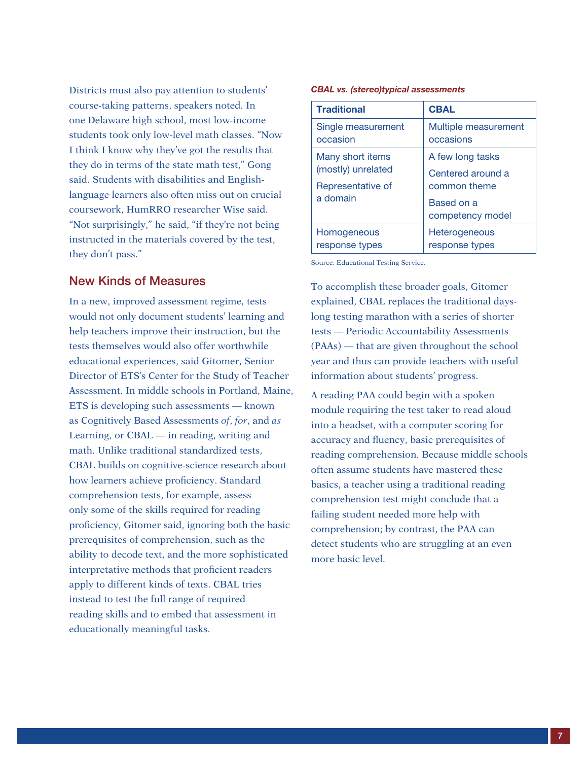Districts must also pay attention to students' course-taking patterns, speakers noted. In one Delaware high school, most low-income students took only low-level math classes. "Now I think I know why they've got the results that they do in terms of the state math test," Gong said. Students with disabilities and English-language learners also often miss out on crucial coursework, HumRRO researcher Wise said. "Not surprisingly," he said, "if they're not being instructed in the materials covered by the test, they don't pass."

## New Kinds of Measures

In a new, improved assessment regime, tests would not only document students' learning and help teachers improve their instruction, but the tests themselves would also offer worthwhile educational experiences, said Gitomer, Senior Director of ETS's Center for the Study of Teacher Assessment. In middle schools in Portland, Maine, ETS is developing such assessments — known as Cognitively Based Assessments *of*, *for*, and *as* Learning, or CBAL — in reading, writing and math. Unlike traditional standardized tests, CBAL builds on cognitive-science research about how learners achieve proficiency. Standard comprehension tests, for example, assess only some of the skills required for reading proficiency, Gitomer said, ignoring both the basic prerequisites of comprehension, such as the ability to decode text, and the more sophisticated interpretative methods that proficient readers apply to different kinds of texts. CBAL tries instead to test the full range of required reading skills and to embed that assessment in educationally meaningful tasks.

***CBAL vs. (stereo)typical assessments***

| Traditional | CBAL |
|---|---|
| Single measurement occasion | Multiple measurement occasions |
| Many short items (mostly) unrelated<br>Representative of a domain | A few long tasks<br>Centered around a common theme<br>Based on a competency model |
| Homogeneous response types | Heterogeneous response types |

Source: Educational Testing Service.

To accomplish these broader goals, Gitomer explained, CBAL replaces the traditional days-long testing marathon with a series of shorter tests — Periodic Accountability Assessments (PAAs) — that are given throughout the school year and thus can provide teachers with useful information about students' progress.

A reading PAA could begin with a spoken module requiring the test taker to read aloud into a headset, with a computer scoring for accuracy and fluency, basic prerequisites of reading comprehension. Because middle schools often assume students have mastered these basics, a teacher using a traditional reading comprehension test might conclude that a failing student needed more help with comprehension; by contrast, the PAA can detect students who are struggling at an even more basic level.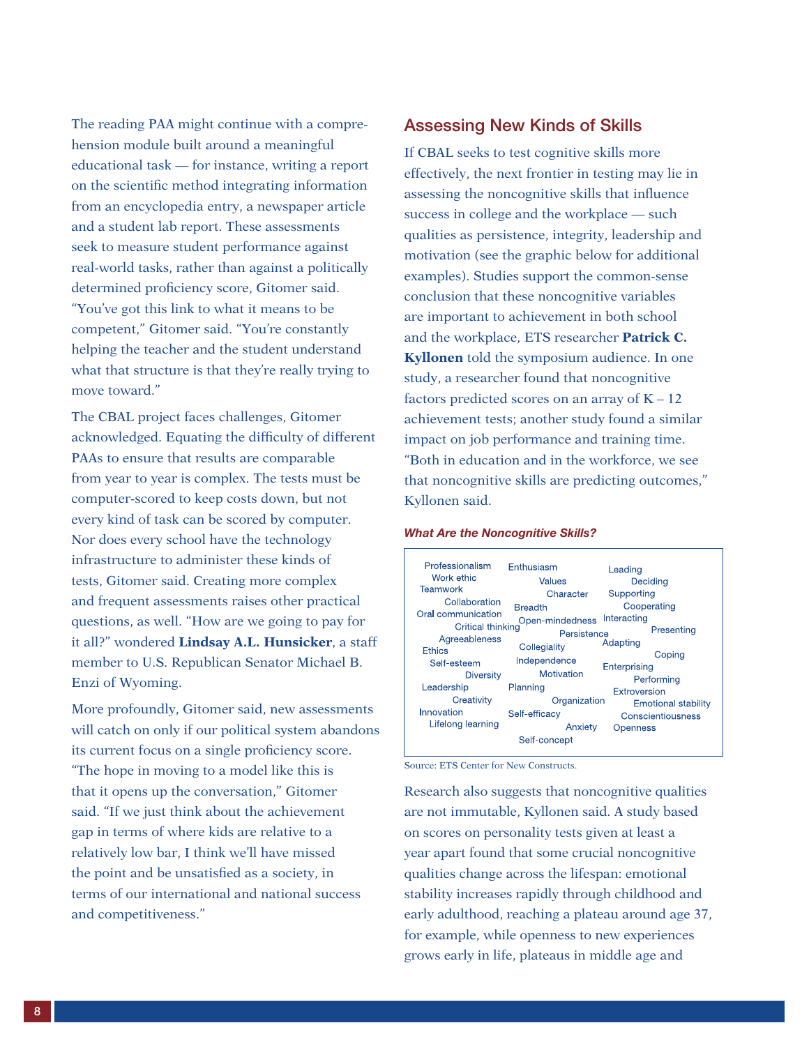The reading PAA might continue with a comprehension module built around a meaningful educational task — for instance, writing a report on the scientific method integrating information from an encyclopedia entry, a newspaper article and a student lab report. These assessments seek to measure student performance against real-world tasks, rather than against a politically determined proficiency score, Gitomer said. “You’ve got this link to what it means to be competent,” Gitomer said. “You’re constantly helping the teacher and the student understand what that structure is that they’re really trying to move toward.”

The CBAL project faces challenges, Gitomer acknowledged. Equating the difficulty of different PAAs to ensure that results are comparable from year to year is complex. The tests must be computer-scored to keep costs down, but not every kind of task can be scored by computer. Nor does every school have the technology infrastructure to administer these kinds of tests, Gitomer said. Creating more complex and frequent assessments raises other practical questions, as well. “How are we going to pay for it all?” wondered **Lindsay A.L. Hunsicker**, a staff member to U.S. Republican Senator Michael B. Enzi of Wyoming.

More profoundly, Gitomer said, new assessments will catch on only if our political system abandons its current focus on a single proficiency score. “The hope in moving to a model like this is that it opens up the conversation,” Gitomer said. “If we just think about the achievement gap in terms of where kids are relative to a relatively low bar, I think we’ll have missed the point and be unsatisfied as a society, in terms of our international and national success and competitiveness.”

## Assessing New Kinds of Skills

If CBAL seeks to test cognitive skills more effectively, the next frontier in testing may lie in assessing the noncognitive skills that influence success in college and the workplace — such qualities as persistence, integrity, leadership and motivation (see the graphic below for additional examples). Studies support the common-sense conclusion that these noncognitive variables are important to achievement in both school and the workplace, ETS researcher **Patrick C. Kyllonen** told the symposium audience. In one study, a researcher found that noncognitive factors predicted scores on an array of K – 12 achievement tests; another study found a similar impact on job performance and training time. “Both in education and in the workforce, we see that noncognitive skills are predicting outcomes,” Kyllonen said.

***What Are the Noncognitive Skills?***

Professionalism, Work ethic, Teamwork, Collaboration, Oral communication, Critical thinking, Agreeableness, Ethics, Self-esteem, Diversity, Leadership, Creativity, Innovation, Lifelong learning, Enthusiasm, Values, Character, Breadth, Open-mindedness, Persistence, Collegiality, Independence, Motivation, Planning, Organization, Self-efficacy, Anxiety, Self-concept, Leading, Deciding, Supporting, Cooperating, Interacting, Presenting, Adapting, Coping, Enterprising, Performing, Extroversion, Emotional stability, Conscientiousness, Openness

Source: ETS Center for New Constructs.

Research also suggests that noncognitive qualities are not immutable, Kyllonen said. A study based on scores on personality tests given at least a year apart found that some crucial noncognitive qualities change across the lifespan: emotional stability increases rapidly through childhood and early adulthood, reaching a plateau around age 37, for example, while openness to new experiences grows early in life, plateaus in middle age and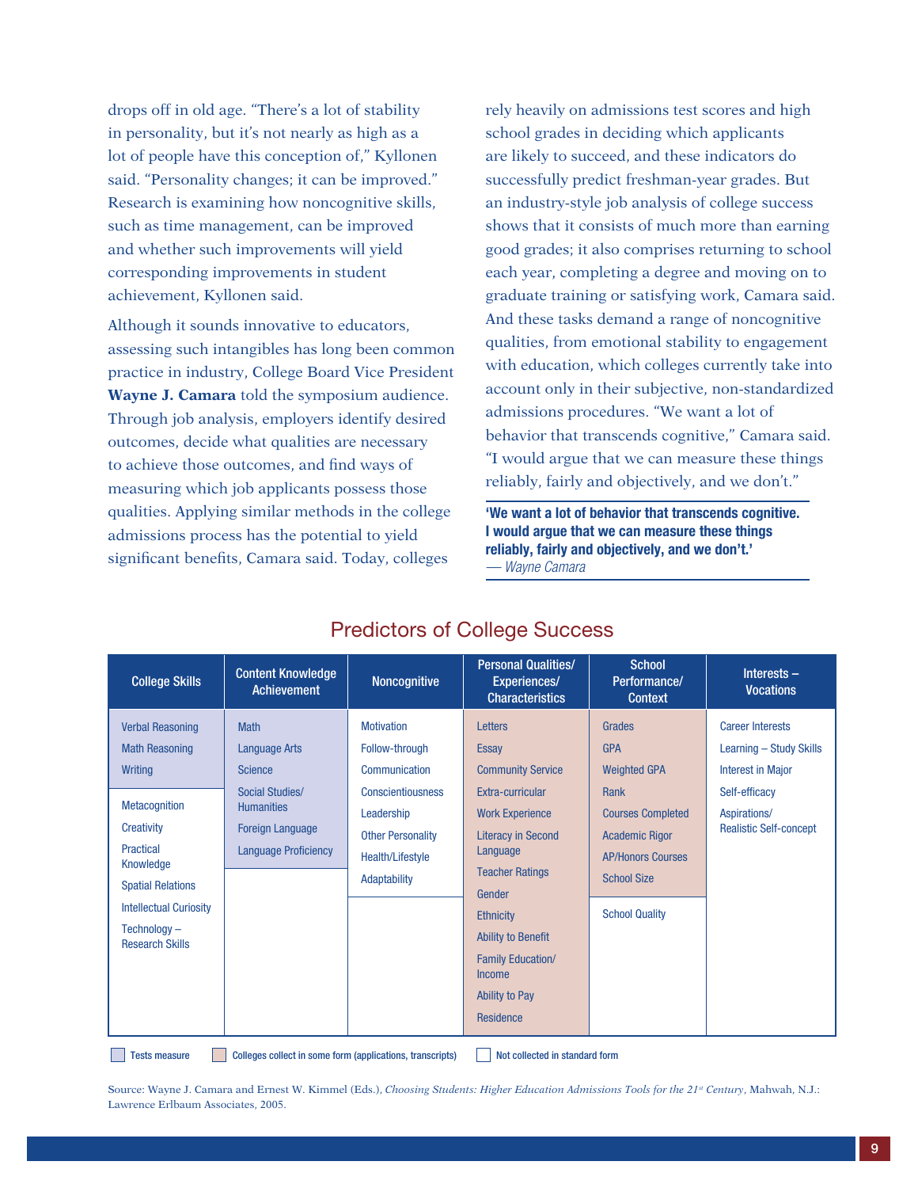drops off in old age. "There's a lot of stability in personality, but it's not nearly as high as a lot of people have this conception of," Kyllonen said. "Personality changes; it can be improved." Research is examining how noncognitive skills, such as time management, can be improved and whether such improvements will yield corresponding improvements in student achievement, Kyllonen said.

Although it sounds innovative to educators, assessing such intangibles has long been common practice in industry, College Board Vice President **Wayne J. Camara** told the symposium audience. Through job analysis, employers identify desired outcomes, decide what qualities are necessary to achieve those outcomes, and find ways of measuring which job applicants possess those qualities. Applying similar methods in the college admissions process has the potential to yield significant benefits, Camara said. Today, colleges rely heavily on admissions test scores and high school grades in deciding which applicants are likely to succeed, and these indicators do successfully predict freshman-year grades. But an industry-style job analysis of college success shows that it consists of much more than earning good grades; it also comprises returning to school each year, completing a degree and moving on to graduate training or satisfying work, Camara said. And these tasks demand a range of noncognitive qualities, from emotional stability to engagement with education, which colleges currently take into account only in their subjective, non-standardized admissions procedures. "We want a lot of behavior that transcends cognitive," Camara said. "I would argue that we can measure these things reliably, fairly and objectively, and we don't."

> **'We want a lot of behavior that transcends cognitive. I would argue that we can measure these things reliably, fairly and objectively, and we don't.'**
> *— Wayne Camara*

## Predictors of College Success

| College Skills | Content Knowledge Achievement | Noncognitive | Personal Qualities/ Experiences/ Characteristics | School Performance/ Context | Interests – Vocations |
|---|---|---|---|---|---|
| Verbal Reasoning | Math | Motivation | Letters | Grades | Career Interests |
| Math Reasoning | Language Arts | Follow-through | Essay | GPA | Learning – Study Skills |
| Writing | Science | Communication | Community Service | Weighted GPA | Interest in Major |
| Metacognition | Social Studies/ Humanities | Conscientiousness | Extra-curricular | Rank | Self-efficacy |
| Creativity | Foreign Language | Leadership | Work Experience | Courses Completed | Aspirations/ Realistic Self-concept |
| Practical Knowledge | Language Proficiency | Other Personality | Literacy in Second Language | Academic Rigor | |
| Spatial Relations | | Health/Lifestyle | Teacher Ratings | AP/Honors Courses | |
| Intellectual Curiosity | | Adaptability | Gender | School Size | |
| Technology – Research Skills | | | Ethnicity | School Quality | |
| | | | Ability to Benefit | | |
| | | | Family Education/ Income | | |
| | | | Ability to Pay | | |
| | | | Residence | | |

Legend: Tests measure (Verbal Reasoning, Math Reasoning, Writing; all Content Knowledge Achievement items) | Colleges collect in some form (applications, transcripts) (all Personal Qualities/Experiences/Characteristics items; School Performance/Context items from Grades through School Size) | Not collected in standard form (all other items)

Source: Wayne J. Camara and Ernest W. Kimmel (Eds.), *Choosing Students: Higher Education Admissions Tools for the 21st Century*, Mahwah, N.J.: Lawrence Erlbaum Associates, 2005.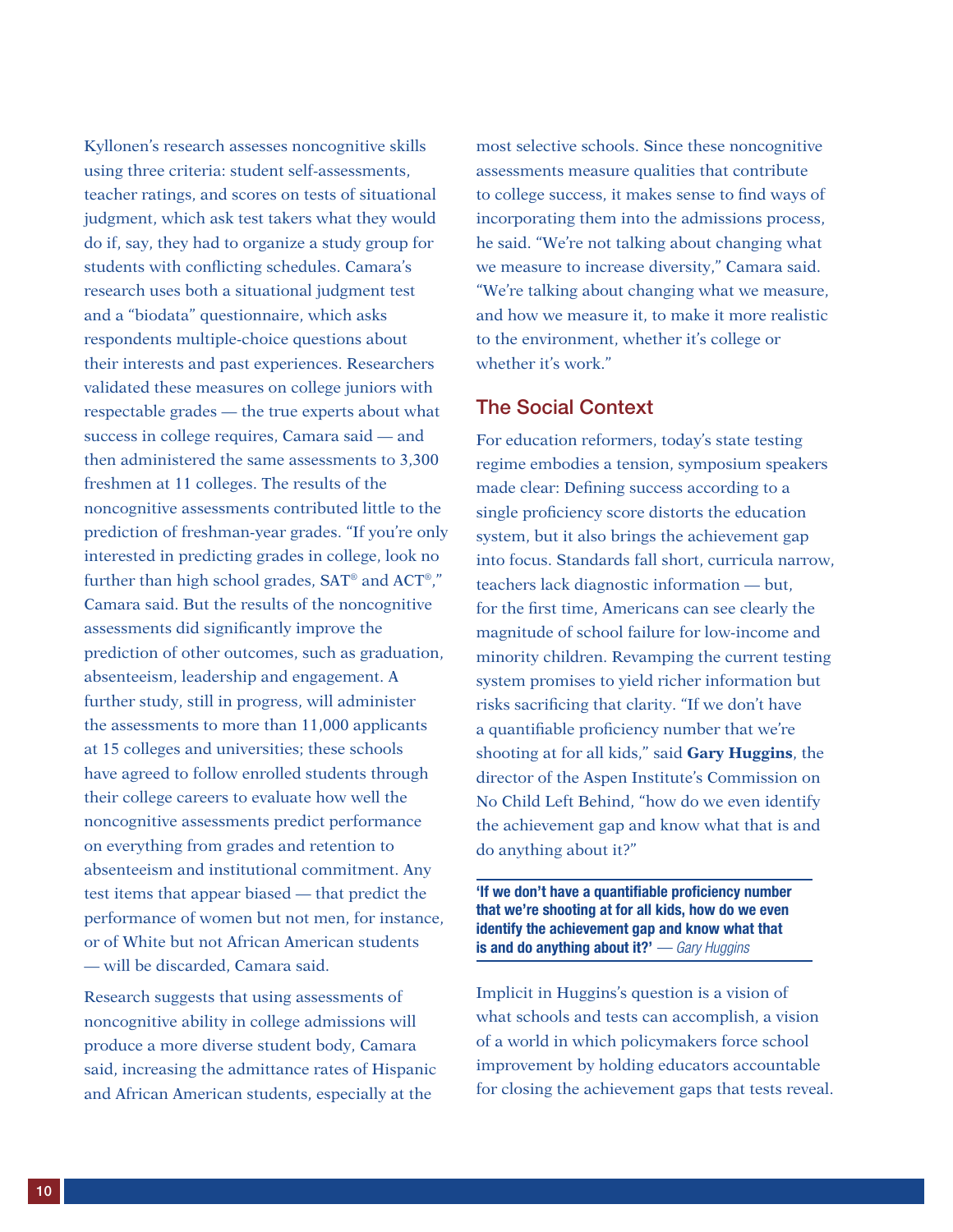Kyllonen's research assesses noncognitive skills using three criteria: student self-assessments, teacher ratings, and scores on tests of situational judgment, which ask test takers what they would do if, say, they had to organize a study group for students with conflicting schedules. Camara's research uses both a situational judgment test and a "biodata" questionnaire, which asks respondents multiple-choice questions about their interests and past experiences. Researchers validated these measures on college juniors with respectable grades — the true experts about what success in college requires, Camara said — and then administered the same assessments to 3,300 freshmen at 11 colleges. The results of the noncognitive assessments contributed little to the prediction of freshman-year grades. "If you're only interested in predicting grades in college, look no further than high school grades, SAT® and ACT®," Camara said. But the results of the noncognitive assessments did significantly improve the prediction of other outcomes, such as graduation, absenteeism, leadership and engagement. A further study, still in progress, will administer the assessments to more than 11,000 applicants at 15 colleges and universities; these schools have agreed to follow enrolled students through their college careers to evaluate how well the noncognitive assessments predict performance on everything from grades and retention to absenteeism and institutional commitment. Any test items that appear biased — that predict the performance of women but not men, for instance, or of White but not African American students — will be discarded, Camara said.

Research suggests that using assessments of noncognitive ability in college admissions will produce a more diverse student body, Camara said, increasing the admittance rates of Hispanic and African American students, especially at the most selective schools. Since these noncognitive assessments measure qualities that contribute to college success, it makes sense to find ways of incorporating them into the admissions process, he said. "We're not talking about changing what we measure to increase diversity," Camara said. "We're talking about changing what we measure, and how we measure it, to make it more realistic to the environment, whether it's college or whether it's work."

## The Social Context

For education reformers, today's state testing regime embodies a tension, symposium speakers made clear: Defining success according to a single proficiency score distorts the education system, but it also brings the achievement gap into focus. Standards fall short, curricula narrow, teachers lack diagnostic information — but, for the first time, Americans can see clearly the magnitude of school failure for low-income and minority children. Revamping the current testing system promises to yield richer information but risks sacrificing that clarity. "If we don't have a quantifiable proficiency number that we're shooting at for all kids," said **Gary Huggins**, the director of the Aspen Institute's Commission on No Child Left Behind, "how do we even identify the achievement gap and know what that is and do anything about it?"

> **'If we don't have a quantifiable proficiency number that we're shooting at for all kids, how do we even identify the achievement gap and know what that is and do anything about it?'** — *Gary Huggins*

Implicit in Huggins's question is a vision of what schools and tests can accomplish, a vision of a world in which policymakers force school improvement by holding educators accountable for closing the achievement gaps that tests reveal.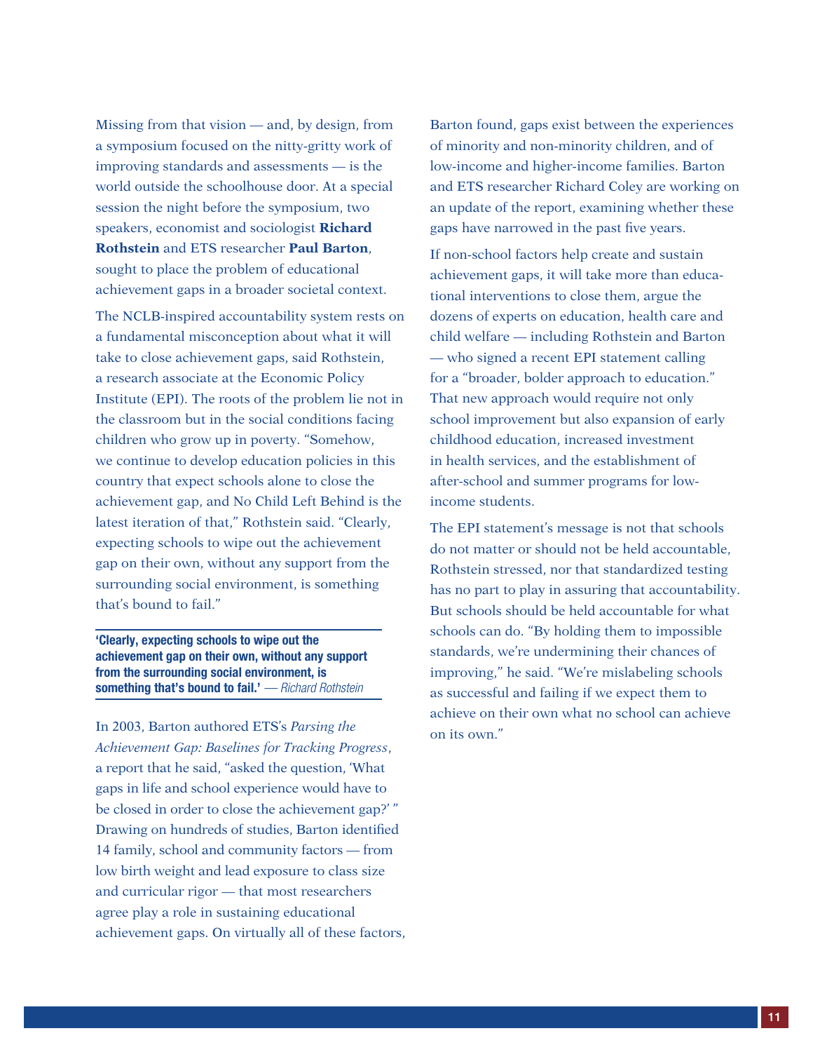Missing from that vision — and, by design, from a symposium focused on the nitty-gritty work of improving standards and assessments — is the world outside the schoolhouse door. At a special session the night before the symposium, two speakers, economist and sociologist **Richard Rothstein** and ETS researcher **Paul Barton**, sought to place the problem of educational achievement gaps in a broader societal context.

The NCLB-inspired accountability system rests on a fundamental misconception about what it will take to close achievement gaps, said Rothstein, a research associate at the Economic Policy Institute (EPI). The roots of the problem lie not in the classroom but in the social conditions facing children who grow up in poverty. "Somehow, we continue to develop education policies in this country that expect schools alone to close the achievement gap, and No Child Left Behind is the latest iteration of that," Rothstein said. "Clearly, expecting schools to wipe out the achievement gap on their own, without any support from the surrounding social environment, is something that's bound to fail."

> **'Clearly, expecting schools to wipe out the achievement gap on their own, without any support from the surrounding social environment, is something that's bound to fail.'** — *Richard Rothstein*

In 2003, Barton authored ETS's *Parsing the Achievement Gap: Baselines for Tracking Progress*, a report that he said, "asked the question, 'What gaps in life and school experience would have to be closed in order to close the achievement gap?' " Drawing on hundreds of studies, Barton identified 14 family, school and community factors — from low birth weight and lead exposure to class size and curricular rigor — that most researchers agree play a role in sustaining educational achievement gaps. On virtually all of these factors, Barton found, gaps exist between the experiences of minority and non-minority children, and of low-income and higher-income families. Barton and ETS researcher Richard Coley are working on an update of the report, examining whether these gaps have narrowed in the past five years.

If non-school factors help create and sustain achievement gaps, it will take more than educational interventions to close them, argue the dozens of experts on education, health care and child welfare — including Rothstein and Barton — who signed a recent EPI statement calling for a "broader, bolder approach to education." That new approach would require not only school improvement but also expansion of early childhood education, increased investment in health services, and the establishment of after-school and summer programs for low-income students.

The EPI statement's message is not that schools do not matter or should not be held accountable, Rothstein stressed, nor that standardized testing has no part to play in assuring that accountability. But schools should be held accountable for what schools can do. "By holding them to impossible standards, we're undermining their chances of improving," he said. "We're mislabeling schools as successful and failing if we expect them to achieve on their own what no school can achieve on its own."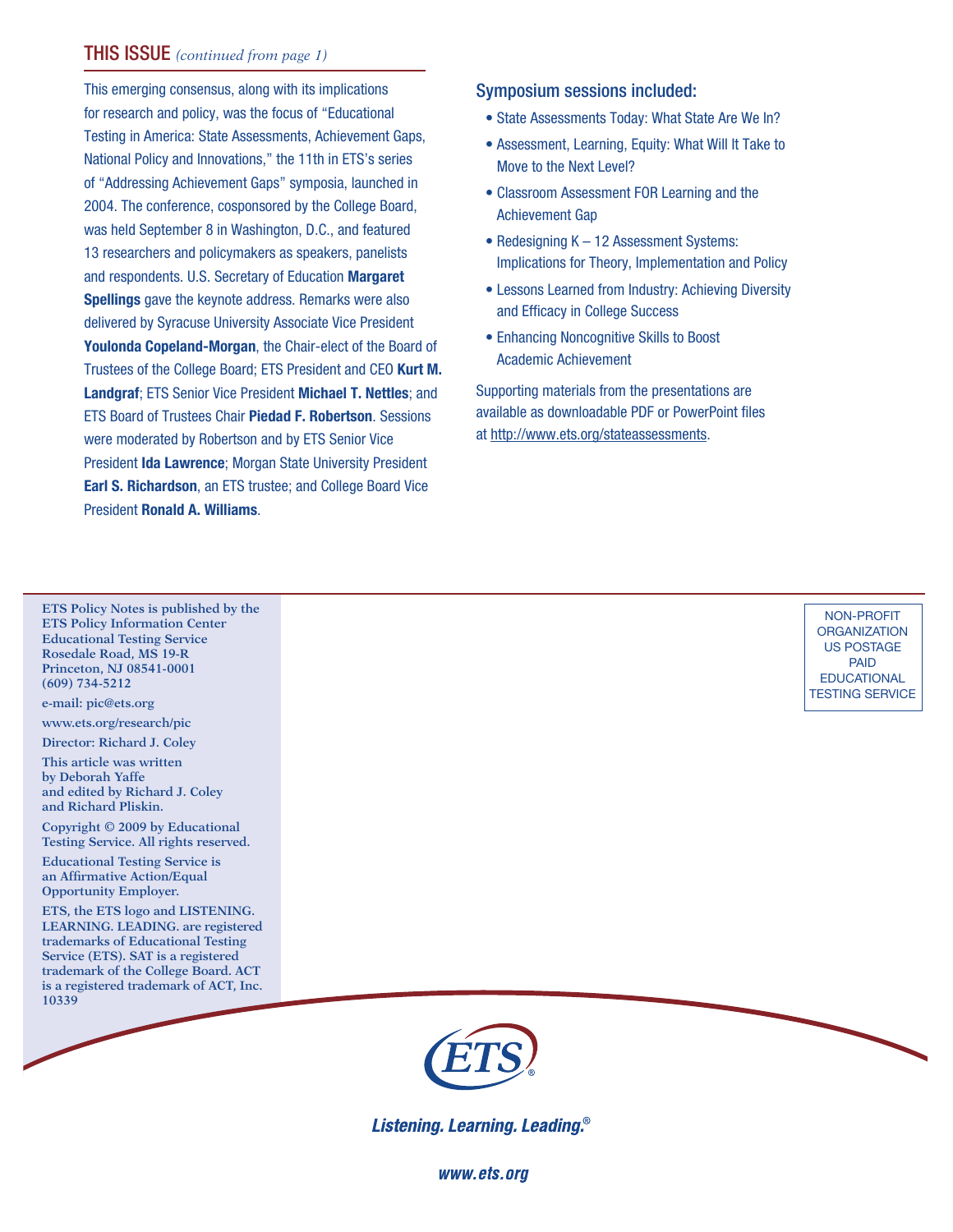## THIS ISSUE *(continued from page 1)*

This emerging consensus, along with its implications for research and policy, was the focus of "Educational Testing in America: State Assessments, Achievement Gaps, National Policy and Innovations," the 11th in ETS's series of "Addressing Achievement Gaps" symposia, launched in 2004. The conference, cosponsored by the College Board, was held September 8 in Washington, D.C., and featured 13 researchers and policymakers as speakers, panelists and respondents. U.S. Secretary of Education **Margaret Spellings** gave the keynote address. Remarks were also delivered by Syracuse University Associate Vice President **Youlonda Copeland-Morgan**, the Chair-elect of the Board of Trustees of the College Board; ETS President and CEO **Kurt M. Landgraf**; ETS Senior Vice President **Michael T. Nettles**; and ETS Board of Trustees Chair **Piedad F. Robertson**. Sessions were moderated by Robertson and by ETS Senior Vice President **Ida Lawrence**; Morgan State University President **Earl S. Richardson**, an ETS trustee; and College Board Vice President **Ronald A. Williams**.

### Symposium sessions included:

- State Assessments Today: What State Are We In?
- Assessment, Learning, Equity: What Will It Take to Move to the Next Level?
- Classroom Assessment FOR Learning and the Achievement Gap
- Redesigning K – 12 Assessment Systems: Implications for Theory, Implementation and Policy
- Lessons Learned from Industry: Achieving Diversity and Efficacy in College Success
- Enhancing Noncognitive Skills to Boost Academic Achievement

Supporting materials from the presentations are available as downloadable PDF or PowerPoint files at http://www.ets.org/stateassessments.

ETS Policy Notes is published by the ETS Policy Information Center
Educational Testing Service
Rosedale Road, MS 19-R
Princeton, NJ 08541-0001
(609) 734-5212

e-mail: pic@ets.org

www.ets.org/research/pic

Director: Richard J. Coley

This article was written by Deborah Yaffe and edited by Richard J. Coley and Richard Pliskin.

Copyright © 2009 by Educational Testing Service. All rights reserved.

Educational Testing Service is an Affirmative Action/Equal Opportunity Employer.

ETS, the ETS logo and LISTENING. LEARNING. LEADING. are registered trademarks of Educational Testing Service (ETS). SAT is a registered trademark of the College Board. ACT is a registered trademark of ACT, Inc.
10339

NON-PROFIT ORGANIZATION
US POSTAGE
PAID
EDUCATIONAL TESTING SERVICE

ETS

*Listening. Learning. Leading.®*

*www.ets.org*